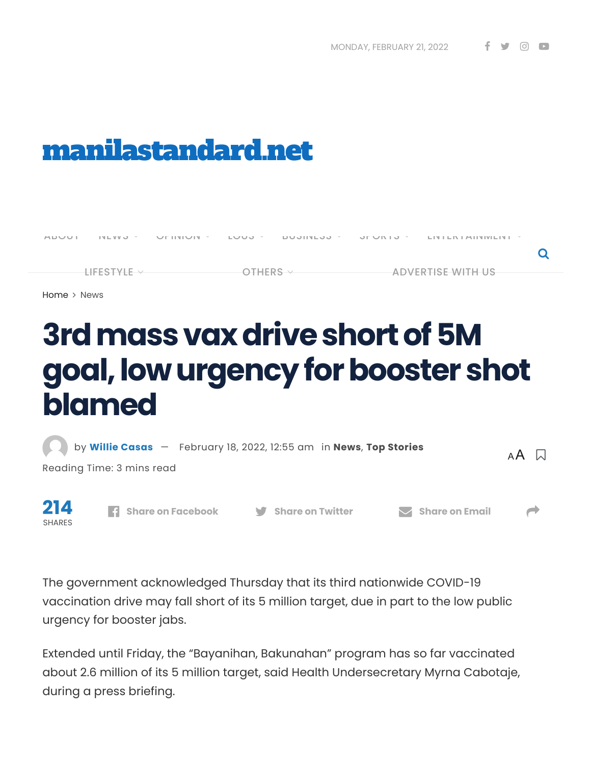# 3rd mass vax drive short of 5M goal, low urgency for booster shot blamed

by **Willie Casas** — February 18, 2022, 12:55 am in **News**, **Top Stories**

Reading Time: 3 mins read

The government acknowledged Thursday that its third nationwide COVID-19 vaccination drive may fall short of its 5 million target, due in part to the low public urgency for booster jabs.

Extended until Friday, the "Bayanihan, Bakunahan" program has so far vaccinated about 2.6 million of its 5 million target, said Health Undersecretary Myrna Cabotaje, during a press briefing.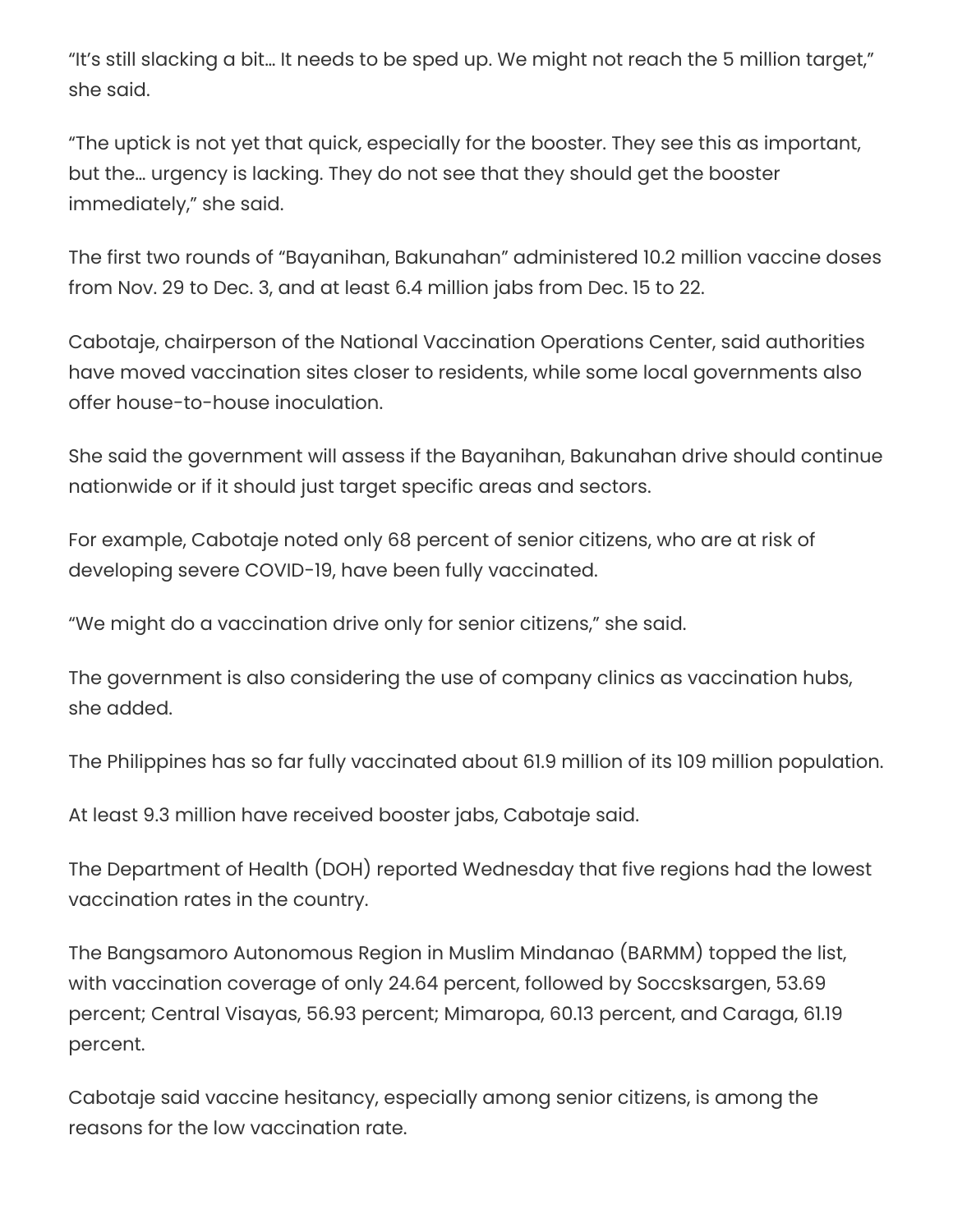"It's still slacking a bit… It needs to be sped up. We might not reach the 5 million target," she said.

"The uptick is not yet that quick, especially for the booster. They see this as important, but the… urgency is lacking. They do not see that they should get the booster immediately," she said.

The first two rounds of "Bayanihan, Bakunahan" administered 10.2 million vaccine doses from Nov. 29 to Dec. 3, and at least 6.4 million jabs from Dec. 15 to 22.

Cabotaje, chairperson of the National Vaccination Operations Center, said authorities have moved vaccination sites closer to residents, while some local governments also offer house-to-house inoculation.

She said the government will assess if the Bayanihan, Bakunahan drive should continue nationwide or if it should just target specific areas and sectors.

For example, Cabotaje noted only 68 percent of senior citizens, who are at risk of developing severe COVID-19, have been fully vaccinated.

"We might do a vaccination drive only for senior citizens," she said.

The government is also considering the use of company clinics as vaccination hubs, she added.

The Philippines has so far fully vaccinated about 61.9 million of its 109 million population.

At least 9.3 million have received booster jabs, Cabotaje said.

The Department of Health (DOH) reported Wednesday that five regions had the lowest vaccination rates in the country.

The Bangsamoro Autonomous Region in Muslim Mindanao (BARMM) topped the list, with vaccination coverage of only 24.64 percent, followed by Soccsksargen, 53.69 percent; Central Visayas, 56.93 percent; Mimaropa, 60.13 percent, and Caraga, 61.19 percent.

Cabotaje said vaccine hesitancy, especially among senior citizens, is among the reasons for the low vaccination rate.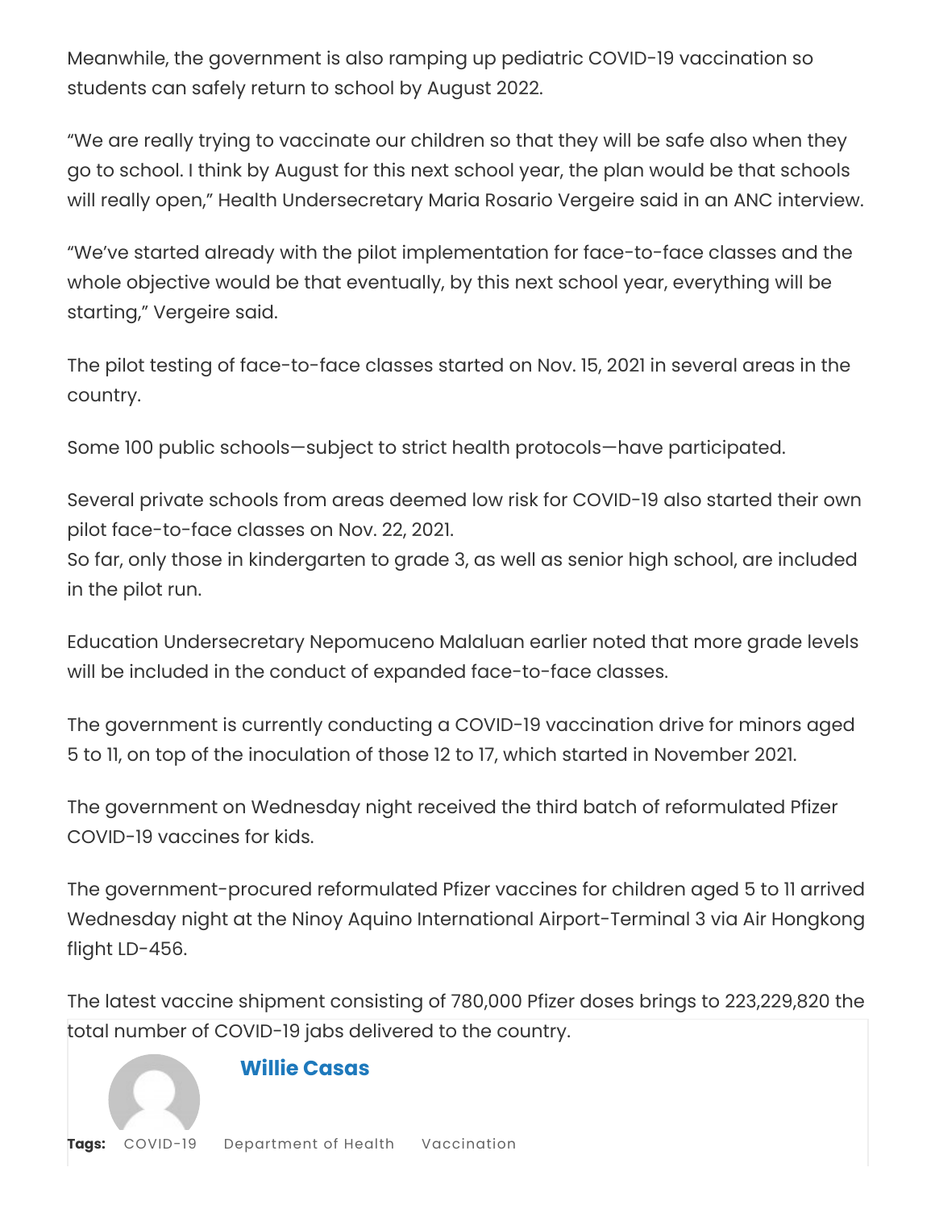Meanwhile, the government is also ramping up pediatric COVID-19 vaccination so students can safely return to school by August 2022.

"We are really trying to vaccinate our children so that they will be safe also when they go to school. I think by August for this next school year, the plan would be that schools will really open," Health Undersecretary Maria Rosario Vergeire said in an ANC interview.

"We've started already with the pilot implementation for face-to-face classes and the whole objective would be that eventually, by this next school year, everything will be starting," Vergeire said.

The pilot testing of face-to-face classes started on Nov. 15, 2021 in several areas in the country.

Some 100 public schools—subject to strict health protocols—have participated.

Several private schools from areas deemed low risk for COVID-19 also started their own pilot face-to-face classes on Nov. 22, 2021.
So far, only those in kindergarten to grade 3, as well as senior high school, are included in the pilot run.

Education Undersecretary Nepomuceno Malaluan earlier noted that more grade levels will be included in the conduct of expanded face-to-face classes.

The government is currently conducting a COVID-19 vaccination drive for minors aged 5 to 11, on top of the inoculation of those 12 to 17, which started in November 2021.

The government on Wednesday night received the third batch of reformulated Pfizer COVID-19 vaccines for kids.

The government-procured reformulated Pfizer vaccines for children aged 5 to 11 arrived Wednesday night at the Ninoy Aquino International Airport-Terminal 3 via Air Hongkong flight LD-456.

The latest vaccine shipment consisting of 780,000 Pfizer doses brings to 223,229,820 the total number of COVID-19 jabs delivered to the country.

**Willie Casas**

**Tags:** COVID-19 Department of Health Vaccination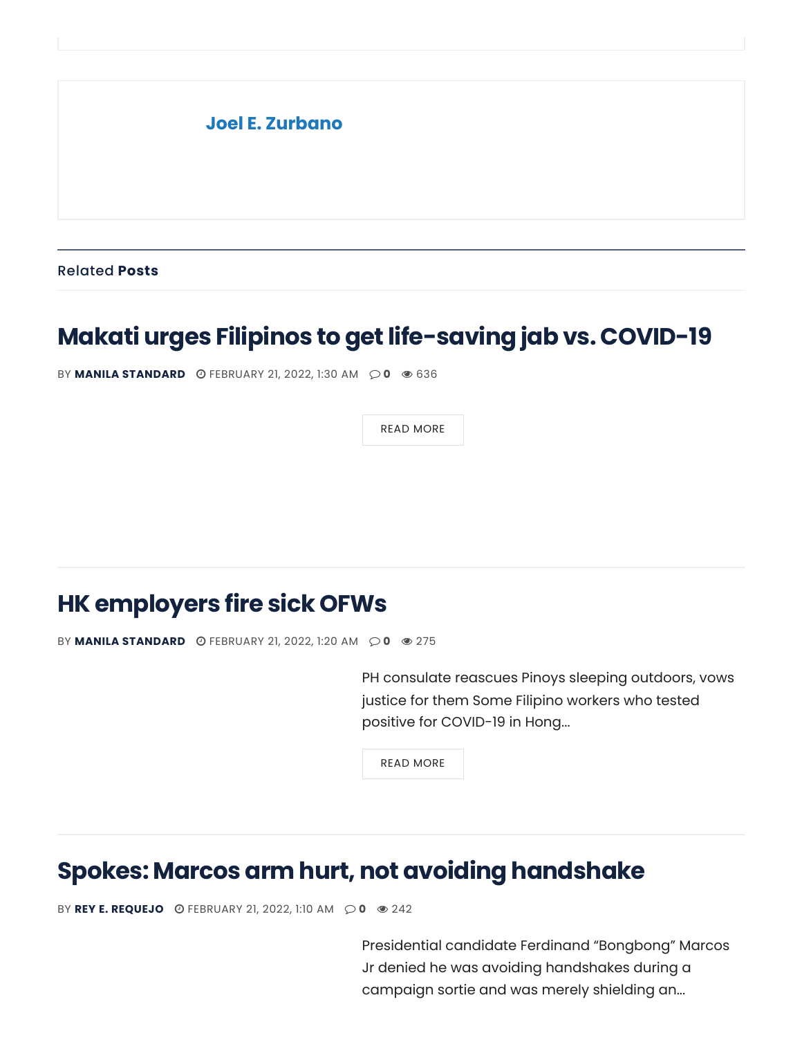**Joel E. Zurbano**

Related **Posts**

## Makati urges Filipinos to get life-saving jab vs. COVID-19

BY **MANILA STANDARD** FEBRUARY 21, 2022, 1:30 AM **0** 636

READ MORE

## HK employers fire sick OFWs

BY **MANILA STANDARD** FEBRUARY 21, 2022, 1:20 AM **0** 275

PH consulate reascues Pinoys sleeping outdoors, vows justice for them Some Filipino workers who tested positive for COVID-19 in Hong...

READ MORE

## Spokes: Marcos arm hurt, not avoiding handshake

BY **REY E. REQUEJO** FEBRUARY 21, 2022, 1:10 AM **0** 242

Presidential candidate Ferdinand "Bongbong" Marcos Jr denied he was avoiding handshakes during a campaign sortie and was merely shielding an...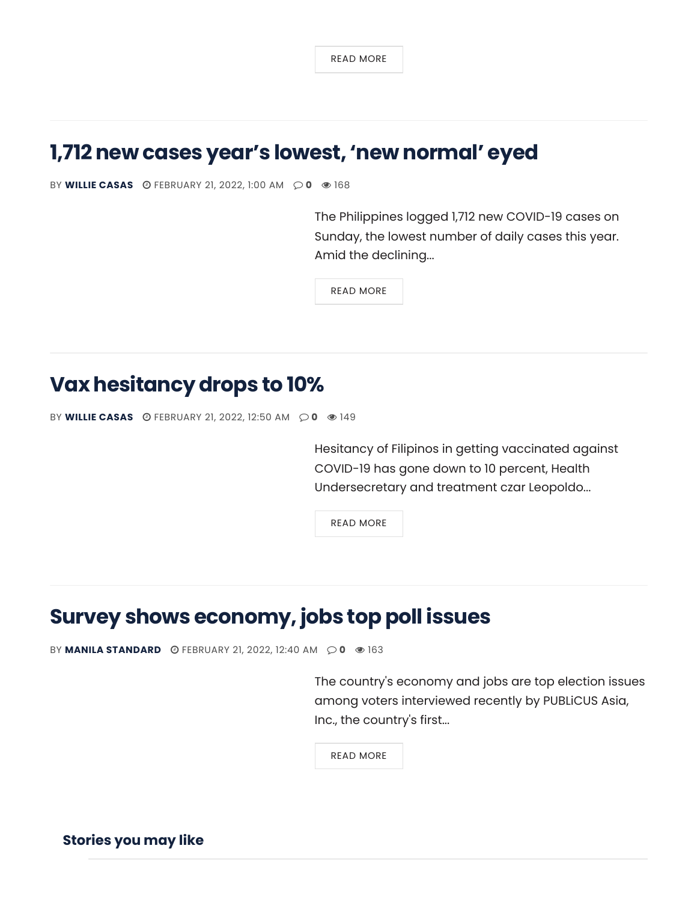READ MORE

---

## 1,712 new cases year's lowest, 'new normal' eyed

BY **WILLIE CASAS** FEBRUARY 21, 2022, 1:00 AM **0** 168

The Philippines logged 1,712 new COVID-19 cases on Sunday, the lowest number of daily cases this year. Amid the declining...

READ MORE

---

## Vax hesitancy drops to 10%

BY **WILLIE CASAS** FEBRUARY 21, 2022, 12:50 AM **0** 149

Hesitancy of Filipinos in getting vaccinated against COVID-19 has gone down to 10 percent, Health Undersecretary and treatment czar Leopoldo...

READ MORE

---

## Survey shows economy, jobs top poll issues

BY **MANILA STANDARD** FEBRUARY 21, 2022, 12:40 AM **0** 163

The country's economy and jobs are top election issues among voters interviewed recently by PUBLiCUS Asia, Inc., the country's first...

READ MORE

### Stories you may like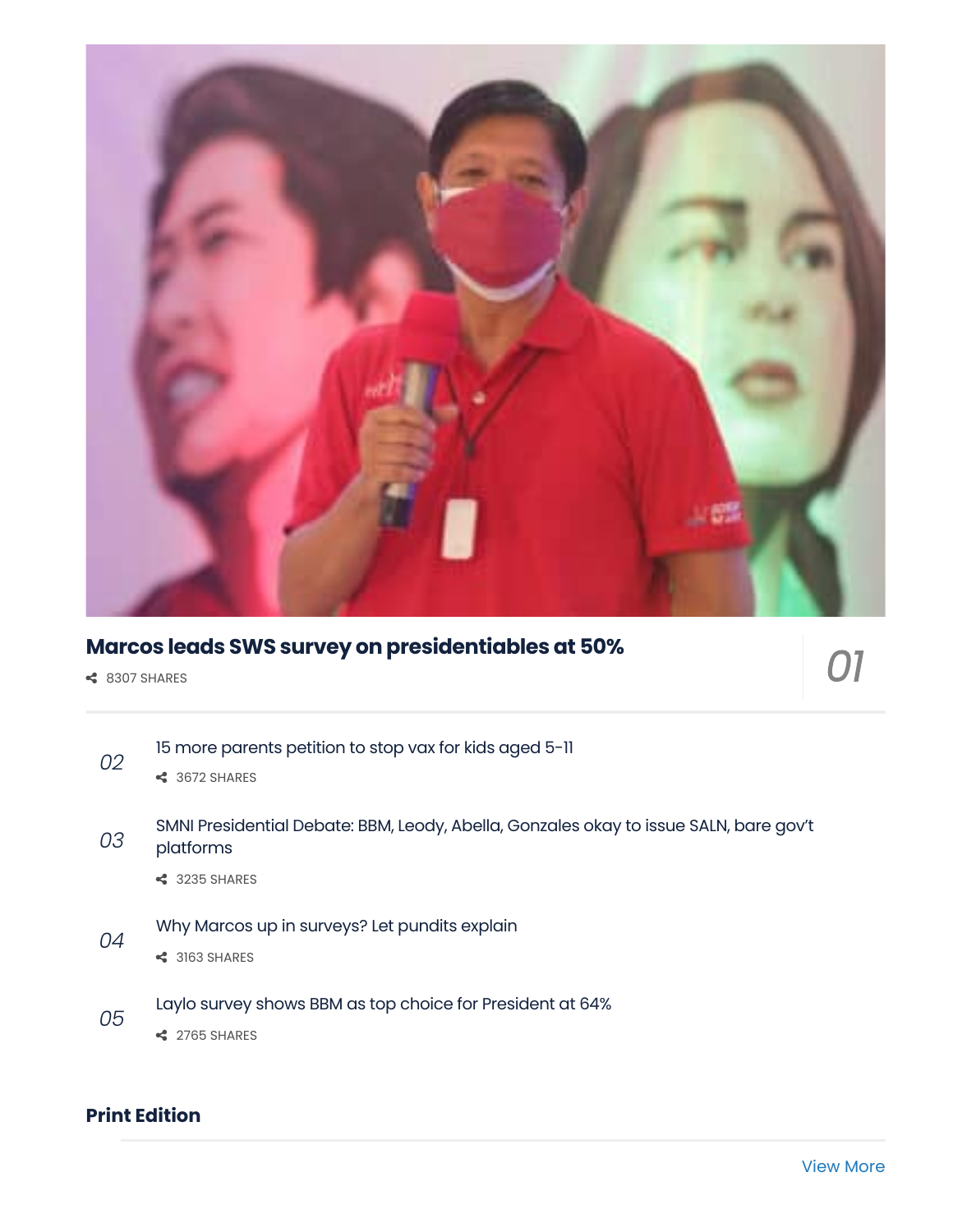**Marcos leads SWS survey on presidentiables at 50%**

8307 SHARES

01

02 15 more parents petition to stop vax for kids aged 5-11

3672 SHARES

03 SMNI Presidential Debate: BBM, Leody, Abella, Gonzales okay to issue SALN, bare gov't platforms

3235 SHARES

04 Why Marcos up in surveys? Let pundits explain

3163 SHARES

05 Laylo survey shows BBM as top choice for President at 64%

2765 SHARES

## Print Edition

View More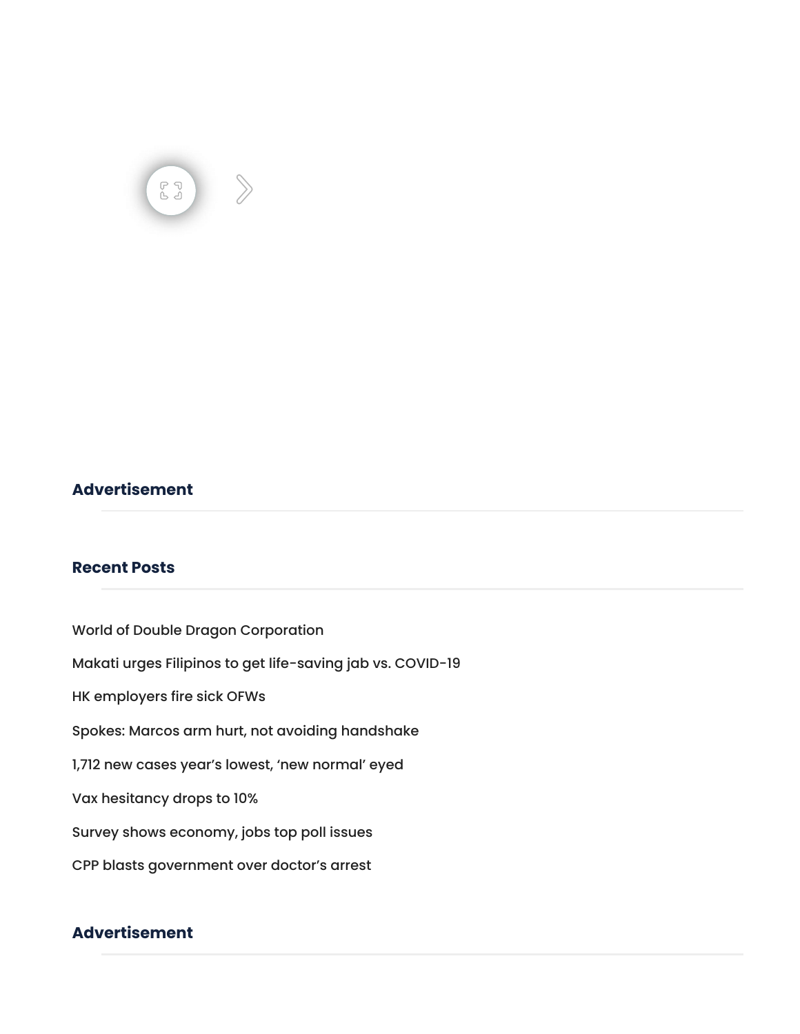## Advertisement

## Recent Posts

- World of Double Dragon Corporation
- Makati urges Filipinos to get life-saving jab vs. COVID-19
- HK employers fire sick OFWs
- Spokes: Marcos arm hurt, not avoiding handshake
- 1,712 new cases year's lowest, 'new normal' eyed
- Vax hesitancy drops to 10%
- Survey shows economy, jobs top poll issues
- CPP blasts government over doctor's arrest

## Advertisement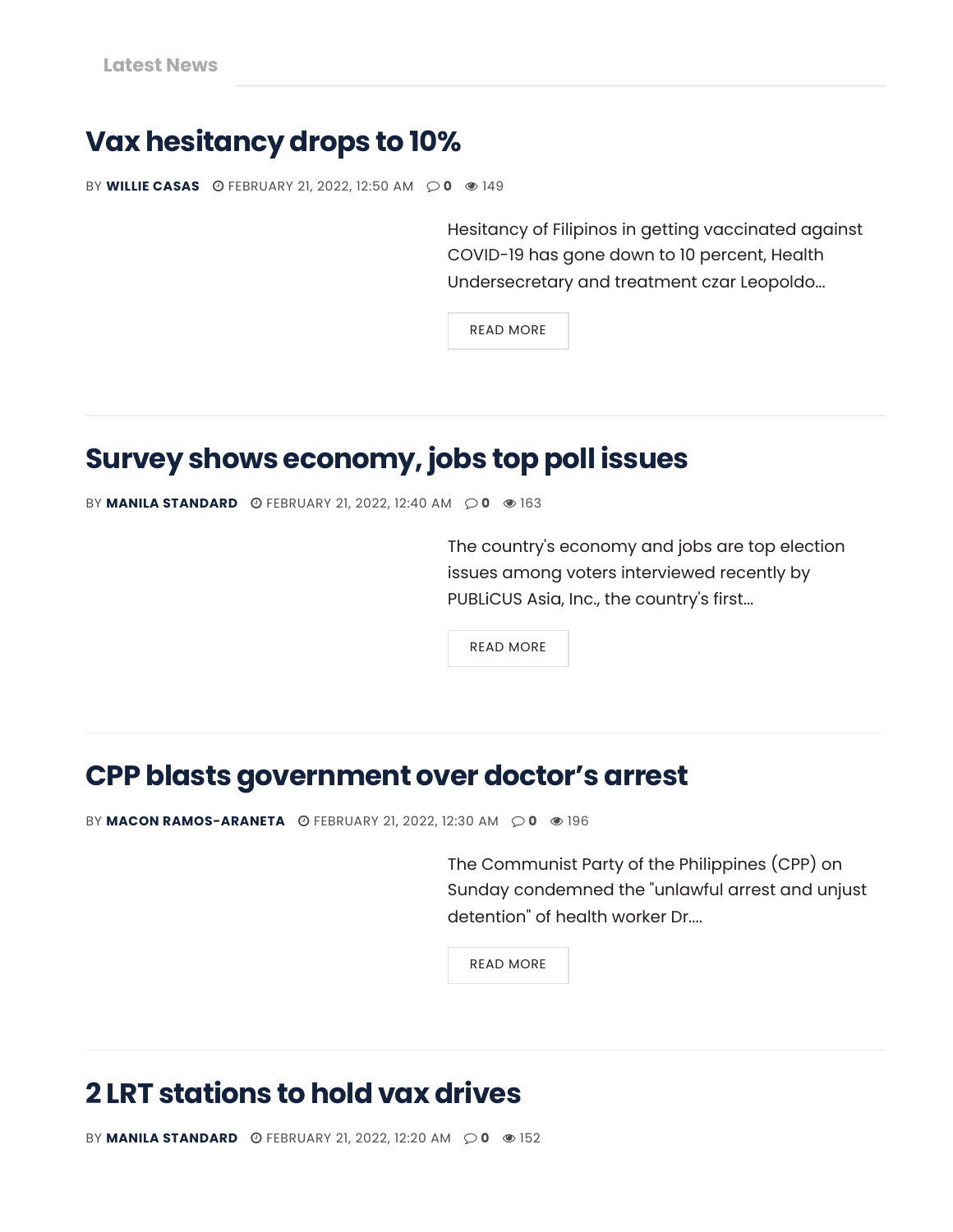Latest News

## Vax hesitancy drops to 10%

BY **WILLIE CASAS** FEBRUARY 21, 2022, 12:50 AM **0** 149

Hesitancy of Filipinos in getting vaccinated against COVID-19 has gone down to 10 percent, Health Undersecretary and treatment czar Leopoldo...

READ MORE

---

## Survey shows economy, jobs top poll issues

BY **MANILA STANDARD** FEBRUARY 21, 2022, 12:40 AM **0** 163

The country's economy and jobs are top election issues among voters interviewed recently by PUBLiCUS Asia, Inc., the country's first...

READ MORE

---

## CPP blasts government over doctor's arrest

BY **MACON RAMOS-ARANETA** FEBRUARY 21, 2022, 12:30 AM **0** 196

The Communist Party of the Philippines (CPP) on Sunday condemned the "unlawful arrest and unjust detention" of health worker Dr....

READ MORE

---

## 2 LRT stations to hold vax drives

BY **MANILA STANDARD** FEBRUARY 21, 2022, 12:20 AM **0** 152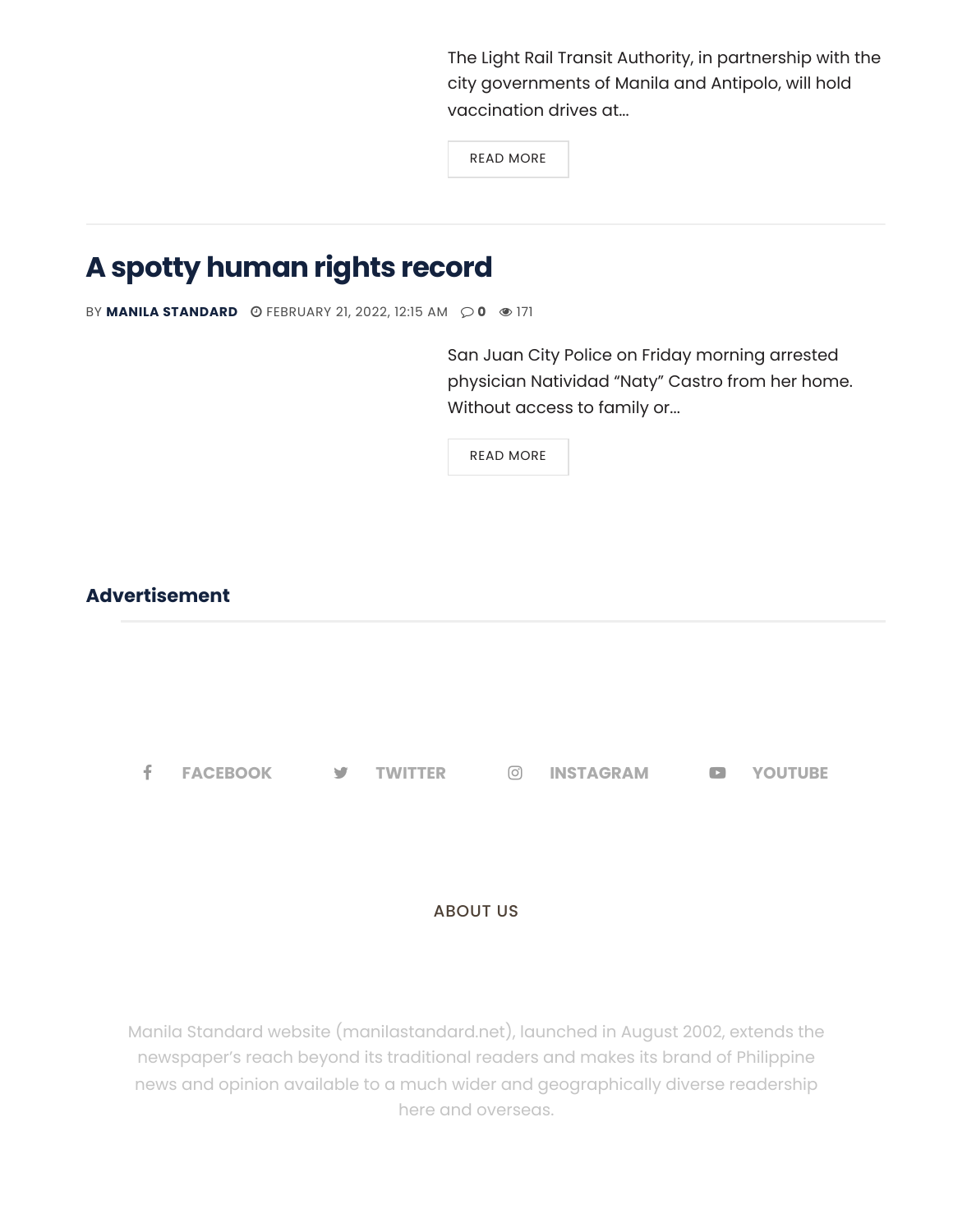The Light Rail Transit Authority, in partnership with the city governments of Manila and Antipolo, will hold vaccination drives at...

READ MORE

---

## A spotty human rights record

BY **MANILA STANDARD** FEBRUARY 21, 2022, 12:15 AM 0 171

San Juan City Police on Friday morning arrested physician Natividad "Naty" Castro from her home. Without access to family or...

READ MORE

**Advertisement**

FACEBOOK TWITTER INSTAGRAM YOUTUBE

ABOUT US

Manila Standard website (manilastandard.net), launched in August 2002, extends the newspaper's reach beyond its traditional readers and makes its brand of Philippine news and opinion available to a much wider and geographically diverse readership here and overseas.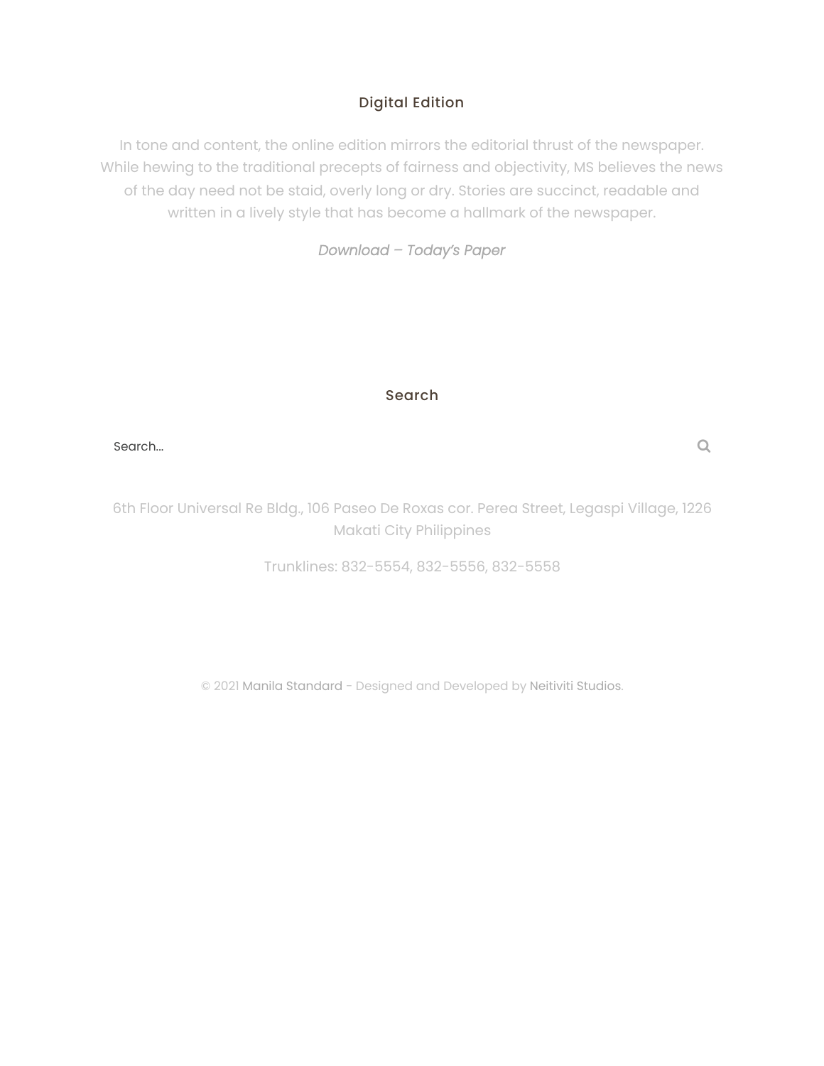## Digital Edition

In tone and content, the online edition mirrors the editorial thrust of the newspaper. While hewing to the traditional precepts of fairness and objectivity, MS believes the news of the day need not be staid, overly long or dry. Stories are succinct, readable and written in a lively style that has become a hallmark of the newspaper.

*Download – Today's Paper*

## Search

Search...

6th Floor Universal Re Bldg., 106 Paseo De Roxas cor. Perea Street, Legaspi Village, 1226 Makati City Philippines

Trunklines: 832-5554, 832-5556, 832-5558

© 2021 Manila Standard - Designed and Developed by Neitiviti Studios.